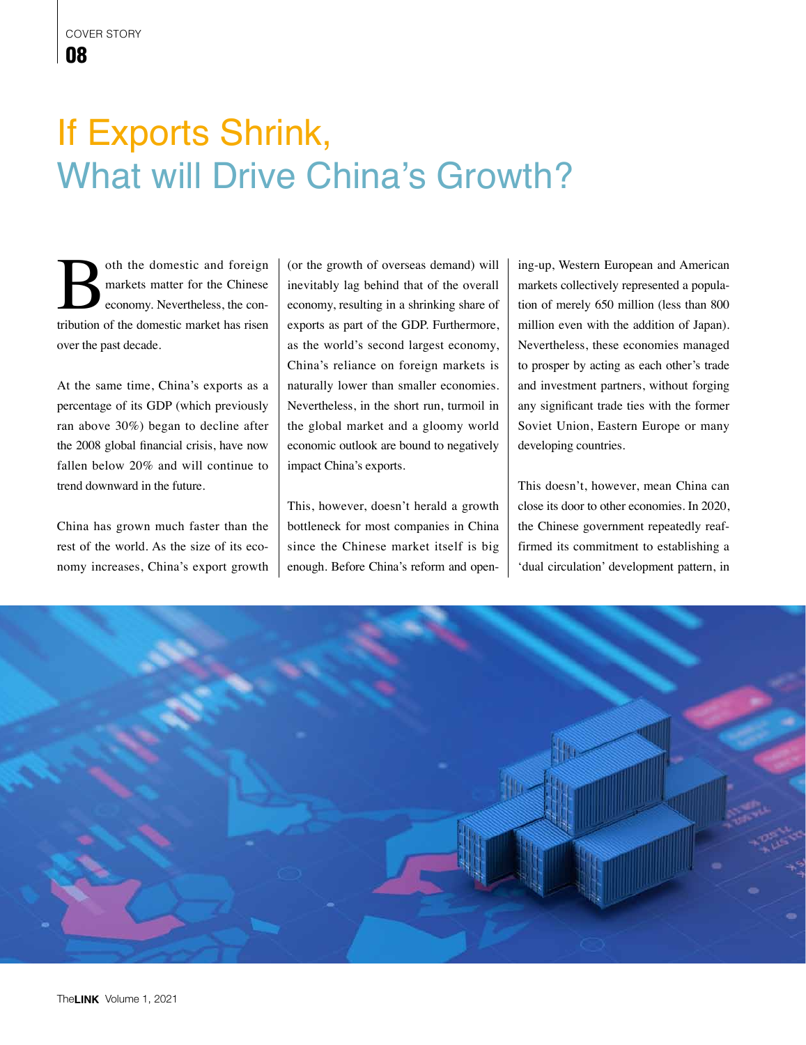# If Exports Shrink, What will Drive China's Growth?

Both the domestic and foreign markets matter for the Chinese economy. Nevertheless, the contribution of the domestic market has risen over the past decade.

At the same time, China's exports as a percentage of its GDP (which previously ran above 30%) began to decline after the 2008 global financial crisis, have now fallen below 20% and will continue to trend downward in the future.

China has grown much faster than the rest of the world. As the size of its economy increases, China's export growth (or the growth of overseas demand) will inevitably lag behind that of the overall economy, resulting in a shrinking share of exports as part of the GDP. Furthermore, as the world's second largest economy, China's reliance on foreign markets is naturally lower than smaller economies. Nevertheless, in the short run, turmoil in the global market and a gloomy world economic outlook are bound to negatively impact China's exports.

This, however, doesn't herald a growth bottleneck for most companies in China since the Chinese market itself is big enough. Before China's reform and opening-up, Western European and American markets collectively represented a population of merely 650 million (less than 800 million even with the addition of Japan). Nevertheless, these economies managed to prosper by acting as each other's trade and investment partners, without forging any significant trade ties with the former Soviet Union, Eastern Europe or many developing countries.

This doesn't, however, mean China can close its door to other economies. In 2020, the Chinese government repeatedly reaffirmed its commitment to establishing a 'dual circulation' development pattern, in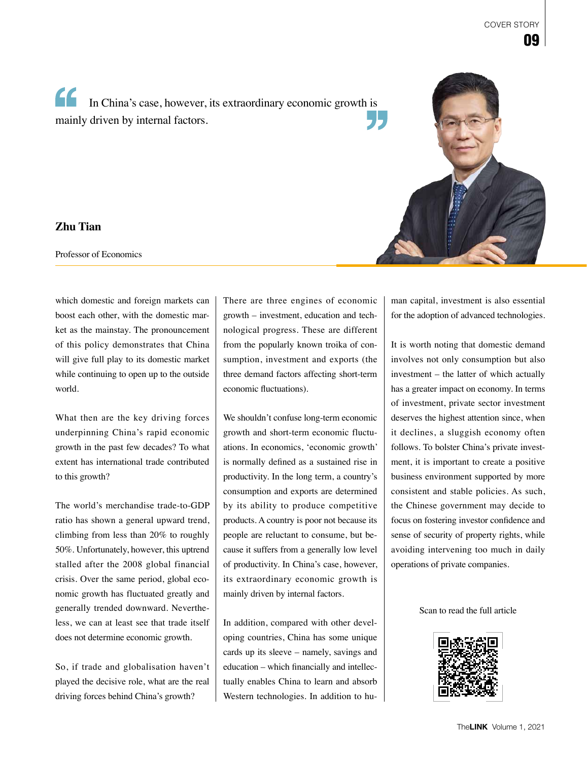> In China's case, however, its extraordinary economic growth is mainly driven by internal factors.

**Zhu Tian**

Professor of Economics

which domestic and foreign markets can boost each other, with the domestic market as the mainstay. The pronouncement of this policy demonstrates that China will give full play to its domestic market while continuing to open up to the outside world.

What then are the key driving forces underpinning China's rapid economic growth in the past few decades? To what extent has international trade contributed to this growth?

The world's merchandise trade-to-GDP ratio has shown a general upward trend, climbing from less than 20% to roughly 50%. Unfortunately, however, this uptrend stalled after the 2008 global financial crisis. Over the same period, global economic growth has fluctuated greatly and generally trended downward. Nevertheless, we can at least see that trade itself does not determine economic growth.

So, if trade and globalisation haven't played the decisive role, what are the real driving forces behind China's growth?

There are three engines of economic growth – investment, education and technological progress. These are different from the popularly known troika of consumption, investment and exports (the three demand factors affecting short-term economic fluctuations).

We shouldn't confuse long-term economic growth and short-term economic fluctuations. In economics, 'economic growth' is normally defined as a sustained rise in productivity. In the long term, a country's consumption and exports are determined by its ability to produce competitive products. A country is poor not because its people are reluctant to consume, but because it suffers from a generally low level of productivity. In China's case, however, its extraordinary economic growth is mainly driven by internal factors.

In addition, compared with other developing countries, China has some unique cards up its sleeve – namely, savings and education – which financially and intellectually enables China to learn and absorb Western technologies. In addition to human capital, investment is also essential for the adoption of advanced technologies.

It is worth noting that domestic demand involves not only consumption but also investment – the latter of which actually has a greater impact on economy. In terms of investment, private sector investment deserves the highest attention since, when it declines, a sluggish economy often follows. To bolster China's private investment, it is important to create a positive business environment supported by more consistent and stable policies. As such, the Chinese government may decide to focus on fostering investor confidence and sense of security of property rights, while avoiding intervening too much in daily operations of private companies.

Scan to read the full article